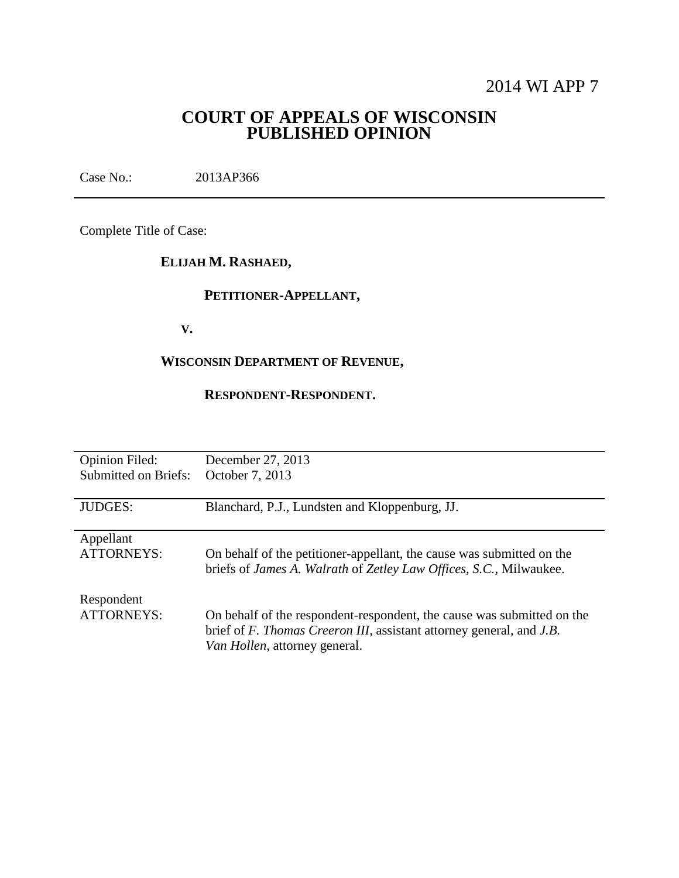2014 WI APP 7

# COURT OF APPEALS OF WISCONSIN
# PUBLISHED OPINION

Case No.: 2013AP366

---

Complete Title of Case:

**ELIJAH M. RASHAED,**

**PETITIONER-APPELLANT,**

**V.**

**WISCONSIN DEPARTMENT OF REVENUE,**

**RESPONDENT-RESPONDENT.**

---

| | |
|---|---|
| Opinion Filed: | December 27, 2013 |
| Submitted on Briefs: | October 7, 2013 |
| JUDGES: | Blanchard, P.J., Lundsten and Kloppenburg, JJ. |
| Appellant ATTORNEYS: | On behalf of the petitioner-appellant, the cause was submitted on the briefs of *James A. Walrath* of *Zetley Law Offices, S.C.*, Milwaukee. |
| Respondent ATTORNEYS: | On behalf of the respondent-respondent, the cause was submitted on the brief of *F. Thomas Creeron III*, assistant attorney general, and *J.B. Van Hollen*, attorney general. |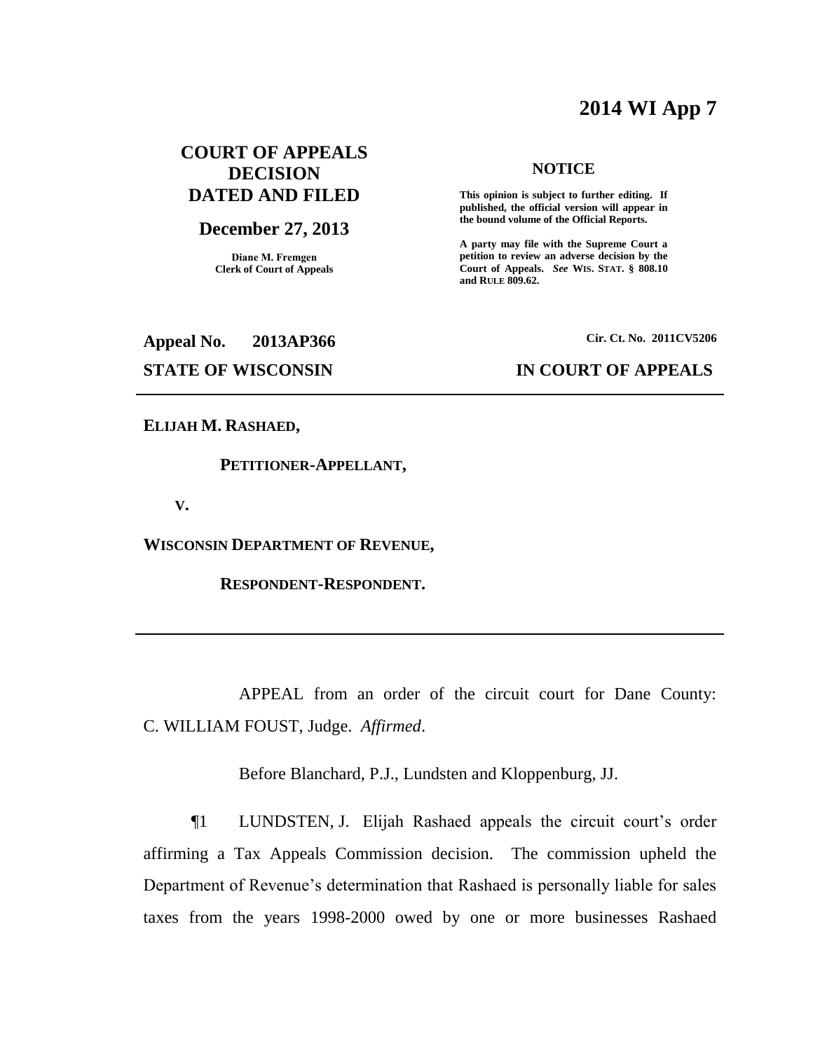# 2014 WI App 7

**COURT OF APPEALS DECISION DATED AND FILED**

**December 27, 2013**

**Diane M. Fremgen**
**Clerk of Court of Appeals**

**NOTICE**

**This opinion is subject to further editing. If published, the official version will appear in the bound volume of the Official Reports.**

**A party may file with the Supreme Court a petition to review an adverse decision by the Court of Appeals. *See* WIS. STAT. § 808.10 and RULE 809.62.**

**Appeal No. 2013AP366** **Cir. Ct. No. 2011CV5206**

**STATE OF WISCONSIN** **IN COURT OF APPEALS**

---

**ELIJAH M. RASHAED,**

**PETITIONER-APPELLANT,**

**V.**

**WISCONSIN DEPARTMENT OF REVENUE,**

**RESPONDENT-RESPONDENT.**

---

APPEAL from an order of the circuit court for Dane County: C. WILLIAM FOUST, Judge. *Affirmed*.

Before Blanchard, P.J., Lundsten and Kloppenburg, JJ.

¶1 LUNDSTEN, J. Elijah Rashaed appeals the circuit court's order affirming a Tax Appeals Commission decision. The commission upheld the Department of Revenue's determination that Rashaed is personally liable for sales taxes from the years 1998-2000 owed by one or more businesses Rashaed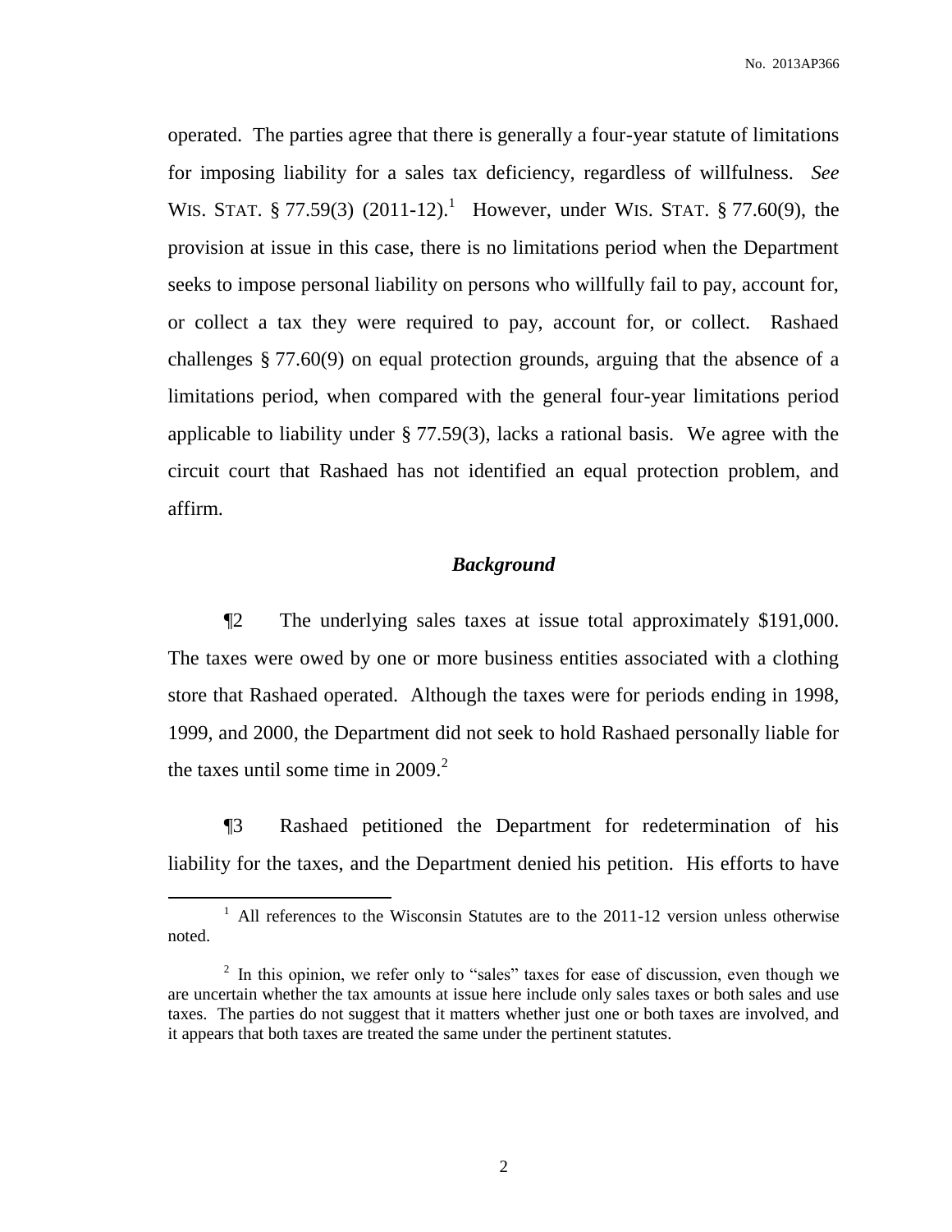operated. The parties agree that there is generally a four-year statute of limitations for imposing liability for a sales tax deficiency, regardless of willfulness. *See* WIS. STAT. § 77.59(3) (2011-12).[1] However, under WIS. STAT. § 77.60(9), the provision at issue in this case, there is no limitations period when the Department seeks to impose personal liability on persons who willfully fail to pay, account for, or collect a tax they were required to pay, account for, or collect. Rashaed challenges § 77.60(9) on equal protection grounds, arguing that the absence of a limitations period, when compared with the general four-year limitations period applicable to liability under § 77.59(3), lacks a rational basis. We agree with the circuit court that Rashaed has not identified an equal protection problem, and affirm.

## *Background*

¶2 The underlying sales taxes at issue total approximately \$191,000. The taxes were owed by one or more business entities associated with a clothing store that Rashaed operated. Although the taxes were for periods ending in 1998, 1999, and 2000, the Department did not seek to hold Rashaed personally liable for the taxes until some time in 2009.[2]

¶3 Rashaed petitioned the Department for redetermination of his liability for the taxes, and the Department denied his petition. His efforts to have

---

[1] All references to the Wisconsin Statutes are to the 2011-12 version unless otherwise noted.

[2] In this opinion, we refer only to "sales" taxes for ease of discussion, even though we are uncertain whether the tax amounts at issue here include only sales taxes or both sales and use taxes. The parties do not suggest that it matters whether just one or both taxes are involved, and it appears that both taxes are treated the same under the pertinent statutes.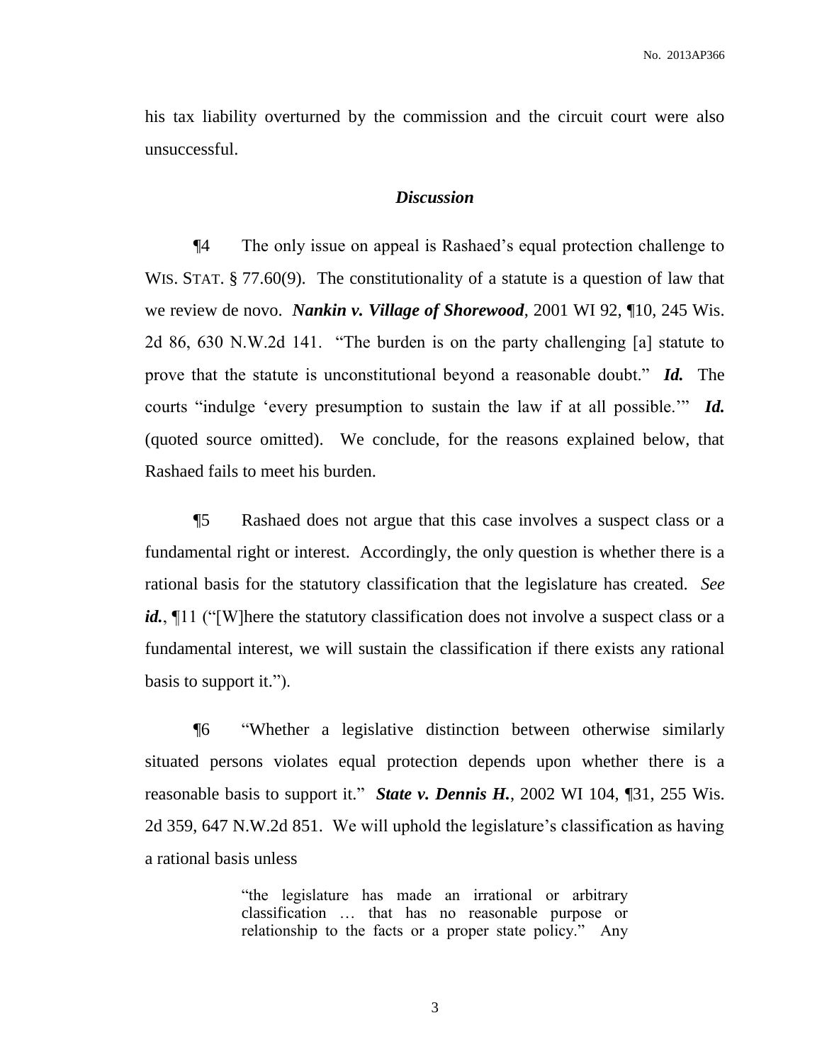his tax liability overturned by the commission and the circuit court were also unsuccessful.

### *Discussion*

¶4 The only issue on appeal is Rashaed's equal protection challenge to WIS. STAT. § 77.60(9). The constitutionality of a statute is a question of law that we review de novo. ***Nankin v. Village of Shorewood***, 2001 WI 92, ¶10, 245 Wis. 2d 86, 630 N.W.2d 141. "The burden is on the party challenging [a] statute to prove that the statute is unconstitutional beyond a reasonable doubt." ***Id.*** The courts "indulge 'every presumption to sustain the law if at all possible.'" ***Id.*** (quoted source omitted). We conclude, for the reasons explained below, that Rashaed fails to meet his burden.

¶5 Rashaed does not argue that this case involves a suspect class or a fundamental right or interest. Accordingly, the only question is whether there is a rational basis for the statutory classification that the legislature has created. *See* ***id.***, ¶11 ("[W]here the statutory classification does not involve a suspect class or a fundamental interest, we will sustain the classification if there exists any rational basis to support it.").

¶6 "Whether a legislative distinction between otherwise similarly situated persons violates equal protection depends upon whether there is a reasonable basis to support it." ***State v. Dennis H.***, 2002 WI 104, ¶31, 255 Wis. 2d 359, 647 N.W.2d 851. We will uphold the legislature's classification as having a rational basis unless

> "the legislature has made an irrational or arbitrary classification … that has no reasonable purpose or relationship to the facts or a proper state policy." Any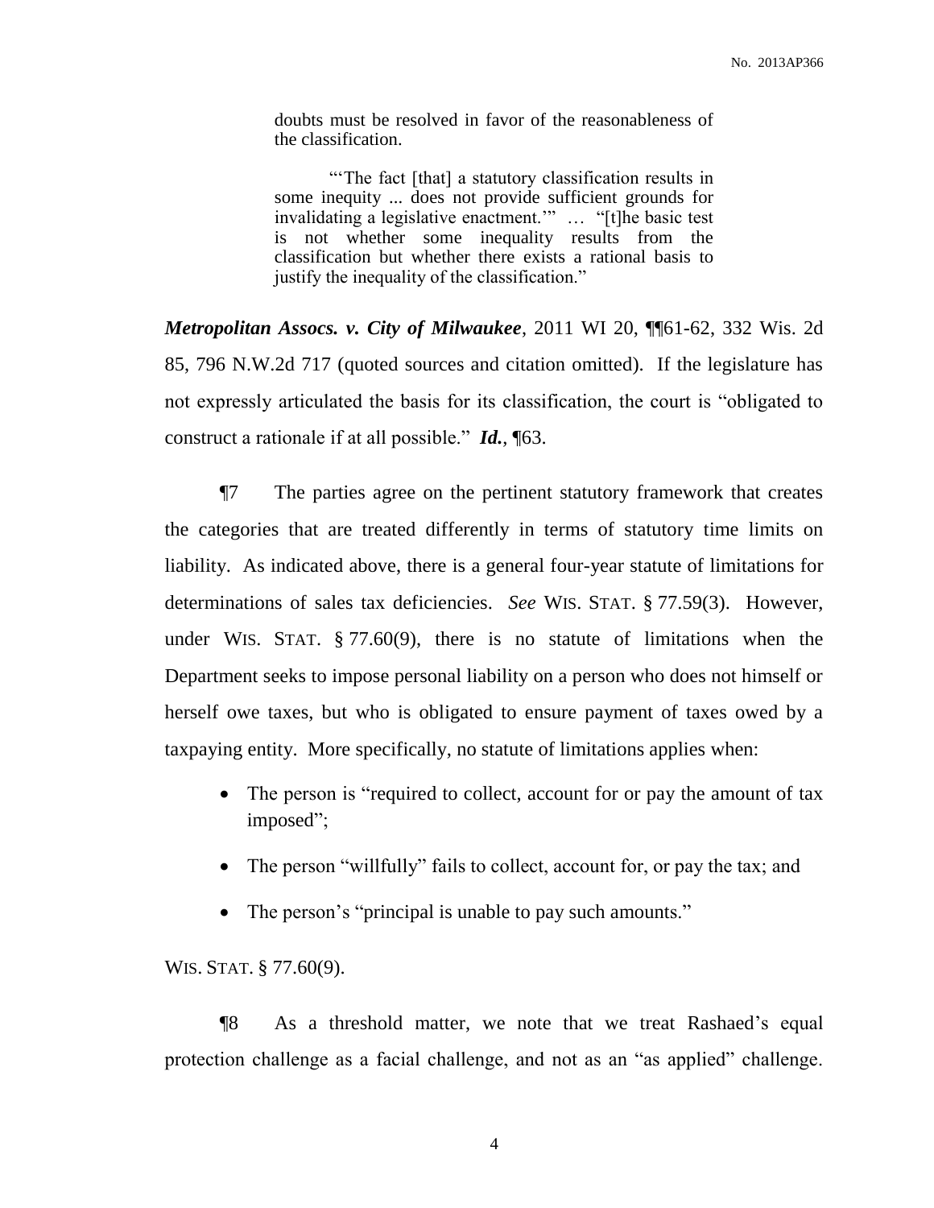> doubts must be resolved in favor of the reasonableness of the classification.
>
> "'The fact [that] a statutory classification results in some inequity ... does not provide sufficient grounds for invalidating a legislative enactment.'" … "[t]he basic test is not whether some inequality results from the classification but whether there exists a rational basis to justify the inequality of the classification."

***Metropolitan Assocs. v. City of Milwaukee***, 2011 WI 20, ¶¶61-62, 332 Wis. 2d 85, 796 N.W.2d 717 (quoted sources and citation omitted). If the legislature has not expressly articulated the basis for its classification, the court is "obligated to construct a rationale if at all possible." ***Id.***, ¶63.

¶7 The parties agree on the pertinent statutory framework that creates the categories that are treated differently in terms of statutory time limits on liability. As indicated above, there is a general four-year statute of limitations for determinations of sales tax deficiencies. *See* WIS. STAT. § 77.59(3). However, under WIS. STAT. § 77.60(9), there is no statute of limitations when the Department seeks to impose personal liability on a person who does not himself or herself owe taxes, but who is obligated to ensure payment of taxes owed by a taxpaying entity. More specifically, no statute of limitations applies when:

- The person is "required to collect, account for or pay the amount of tax imposed";
- The person "willfully" fails to collect, account for, or pay the tax; and
- The person's "principal is unable to pay such amounts."

WIS. STAT. § 77.60(9).

¶8 As a threshold matter, we note that we treat Rashaed's equal protection challenge as a facial challenge, and not as an "as applied" challenge.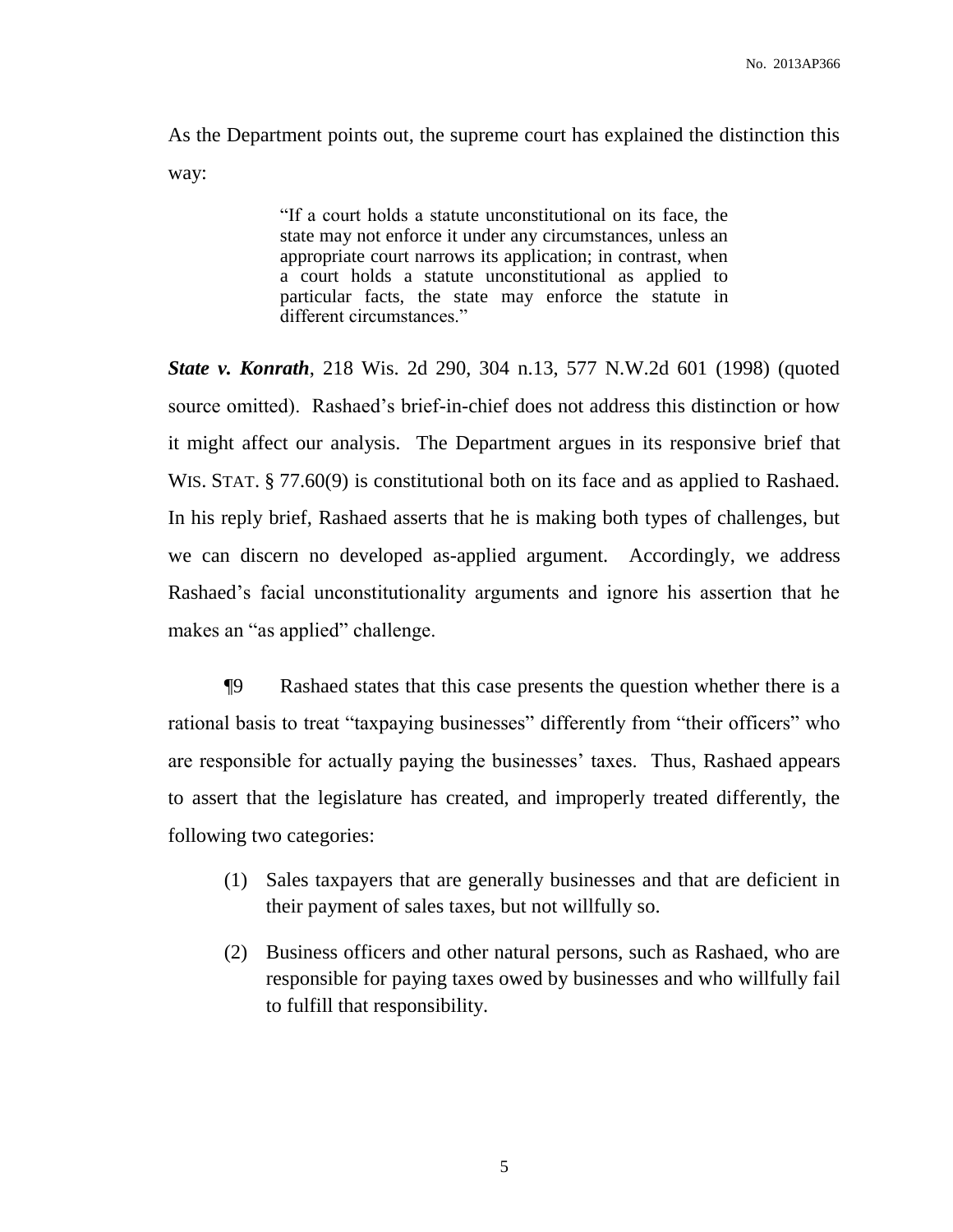As the Department points out, the supreme court has explained the distinction this way:

> "If a court holds a statute unconstitutional on its face, the state may not enforce it under any circumstances, unless an appropriate court narrows its application; in contrast, when a court holds a statute unconstitutional as applied to particular facts, the state may enforce the statute in different circumstances."

***State v. Konrath***, 218 Wis. 2d 290, 304 n.13, 577 N.W.2d 601 (1998) (quoted source omitted). Rashaed's brief-in-chief does not address this distinction or how it might affect our analysis. The Department argues in its responsive brief that WIS. STAT. § 77.60(9) is constitutional both on its face and as applied to Rashaed. In his reply brief, Rashaed asserts that he is making both types of challenges, but we can discern no developed as-applied argument. Accordingly, we address Rashaed's facial unconstitutionality arguments and ignore his assertion that he makes an "as applied" challenge.

¶9 Rashaed states that this case presents the question whether there is a rational basis to treat "taxpaying businesses" differently from "their officers" who are responsible for actually paying the businesses' taxes. Thus, Rashaed appears to assert that the legislature has created, and improperly treated differently, the following two categories:

(1) Sales taxpayers that are generally businesses and that are deficient in their payment of sales taxes, but not willfully so.

(2) Business officers and other natural persons, such as Rashaed, who are responsible for paying taxes owed by businesses and who willfully fail to fulfill that responsibility.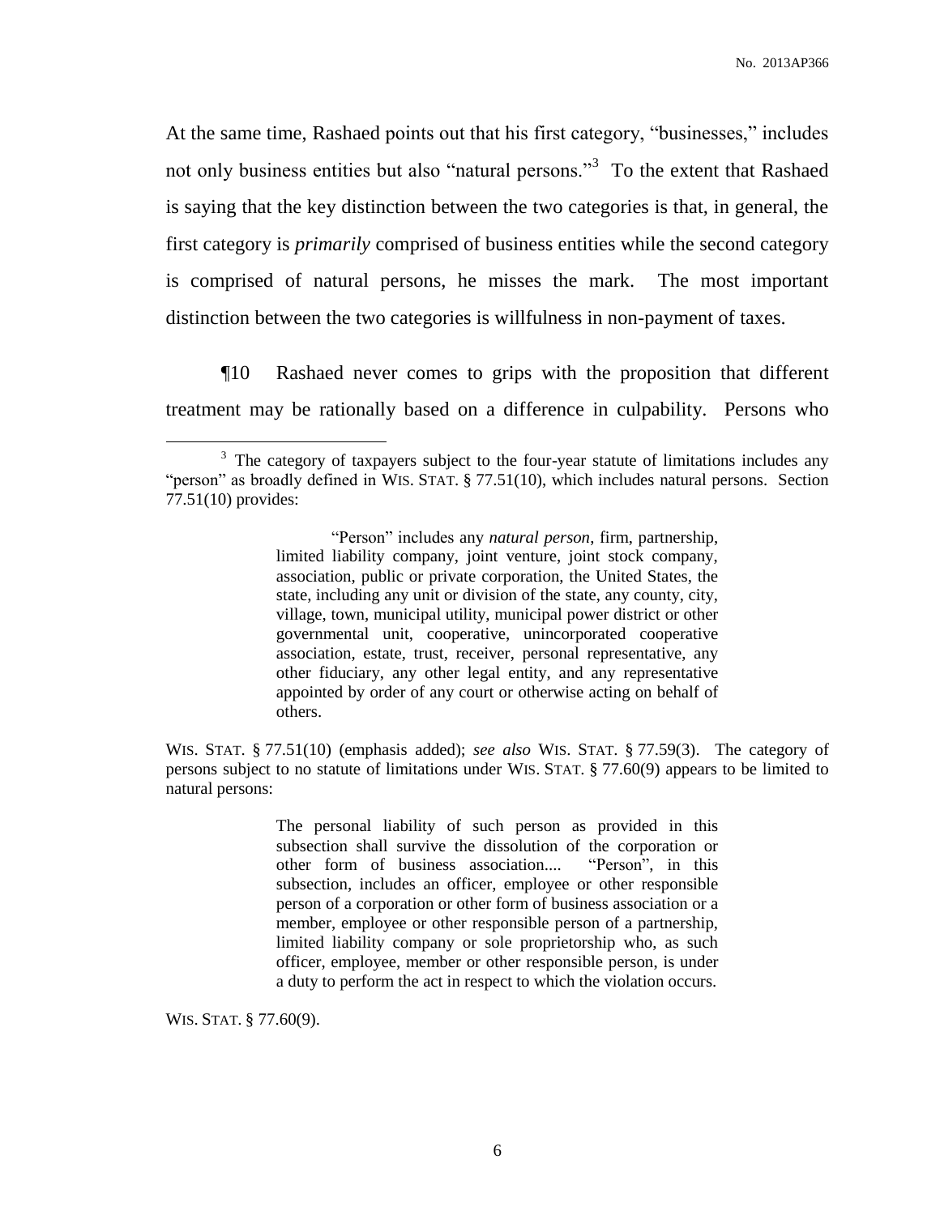At the same time, Rashaed points out that his first category, "businesses," includes not only business entities but also "natural persons."[3] To the extent that Rashaed is saying that the key distinction between the two categories is that, in general, the first category is *primarily* comprised of business entities while the second category is comprised of natural persons, he misses the mark. The most important distinction between the two categories is willfulness in non-payment of taxes.

¶10 Rashaed never comes to grips with the proposition that different treatment may be rationally based on a difference in culpability. Persons who

---

[3] The category of taxpayers subject to the four-year statute of limitations includes any "person" as broadly defined in WIS. STAT. § 77.51(10), which includes natural persons. Section 77.51(10) provides:

> "Person" includes any *natural person*, firm, partnership, limited liability company, joint venture, joint stock company, association, public or private corporation, the United States, the state, including any unit or division of the state, any county, city, village, town, municipal utility, municipal power district or other governmental unit, cooperative, unincorporated cooperative association, estate, trust, receiver, personal representative, any other fiduciary, any other legal entity, and any representative appointed by order of any court or otherwise acting on behalf of others.

WIS. STAT. § 77.51(10) (emphasis added); *see also* WIS. STAT. § 77.59(3). The category of persons subject to no statute of limitations under WIS. STAT. § 77.60(9) appears to be limited to natural persons:

> The personal liability of such person as provided in this subsection shall survive the dissolution of the corporation or other form of business association.... "Person", in this subsection, includes an officer, employee or other responsible person of a corporation or other form of business association or a member, employee or other responsible person of a partnership, limited liability company or sole proprietorship who, as such officer, employee, member or other responsible person, is under a duty to perform the act in respect to which the violation occurs.

WIS. STAT. § 77.60(9).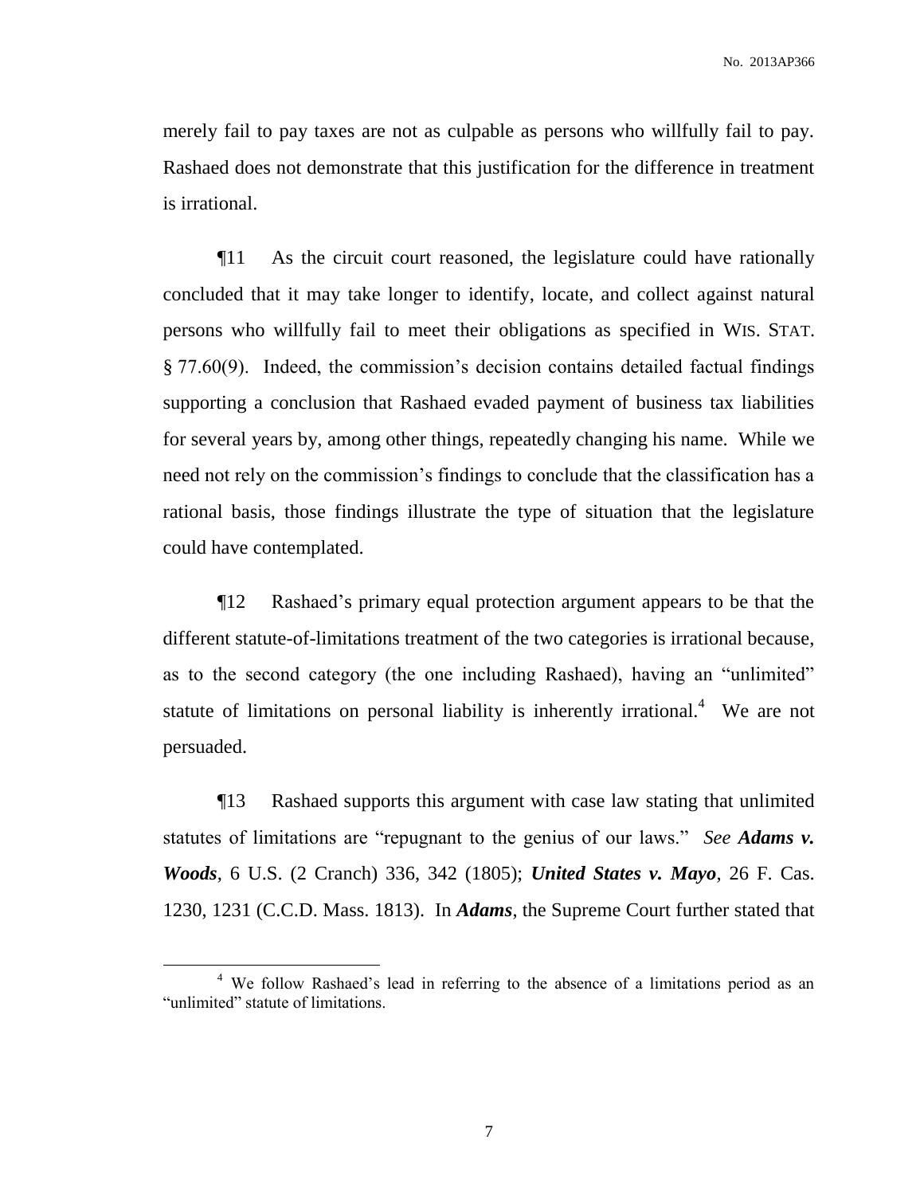merely fail to pay taxes are not as culpable as persons who willfully fail to pay. Rashaed does not demonstrate that this justification for the difference in treatment is irrational.

¶11 As the circuit court reasoned, the legislature could have rationally concluded that it may take longer to identify, locate, and collect against natural persons who willfully fail to meet their obligations as specified in WIS. STAT. § 77.60(9). Indeed, the commission's decision contains detailed factual findings supporting a conclusion that Rashaed evaded payment of business tax liabilities for several years by, among other things, repeatedly changing his name. While we need not rely on the commission's findings to conclude that the classification has a rational basis, those findings illustrate the type of situation that the legislature could have contemplated.

¶12 Rashaed's primary equal protection argument appears to be that the different statute-of-limitations treatment of the two categories is irrational because, as to the second category (the one including Rashaed), having an "unlimited" statute of limitations on personal liability is inherently irrational.[4] We are not persuaded.

¶13 Rashaed supports this argument with case law stating that unlimited statutes of limitations are "repugnant to the genius of our laws." *See* ***Adams v. Woods***, 6 U.S. (2 Cranch) 336, 342 (1805); ***United States v. Mayo***, 26 F. Cas. 1230, 1231 (C.C.D. Mass. 1813). In ***Adams***, the Supreme Court further stated that

[4] We follow Rashaed's lead in referring to the absence of a limitations period as an "unlimited" statute of limitations.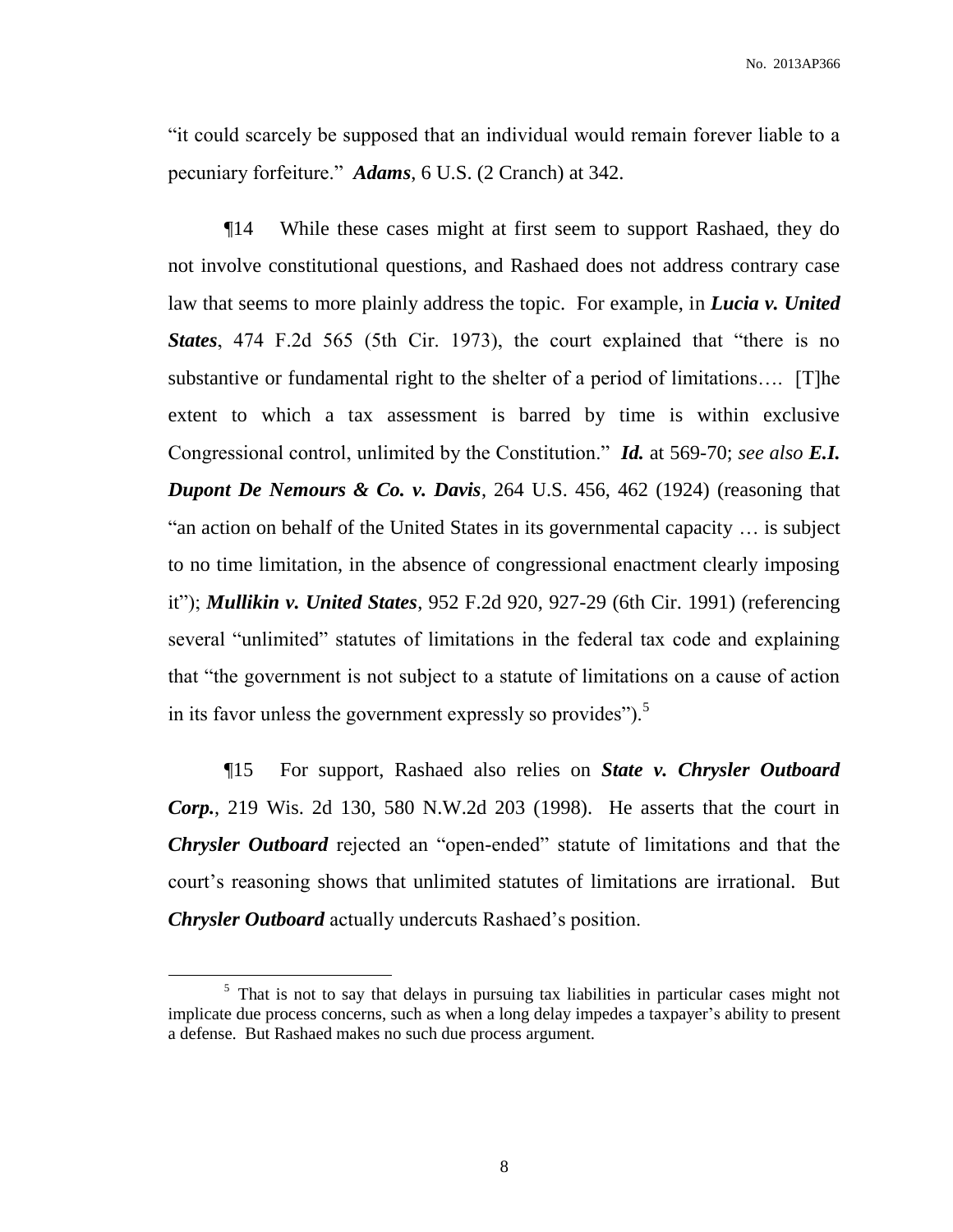"it could scarcely be supposed that an individual would remain forever liable to a pecuniary forfeiture." ***Adams***, 6 U.S. (2 Cranch) at 342.

¶14 While these cases might at first seem to support Rashaed, they do not involve constitutional questions, and Rashaed does not address contrary case law that seems to more plainly address the topic. For example, in ***Lucia v. United States***, 474 F.2d 565 (5th Cir. 1973), the court explained that "there is no substantive or fundamental right to the shelter of a period of limitations…. [T]he extent to which a tax assessment is barred by time is within exclusive Congressional control, unlimited by the Constitution." ***Id.*** at 569-70; *see also* ***E.I. Dupont De Nemours & Co. v. Davis***, 264 U.S. 456, 462 (1924) (reasoning that "an action on behalf of the United States in its governmental capacity … is subject to no time limitation, in the absence of congressional enactment clearly imposing it"); ***Mullikin v. United States***, 952 F.2d 920, 927-29 (6th Cir. 1991) (referencing several "unlimited" statutes of limitations in the federal tax code and explaining that "the government is not subject to a statute of limitations on a cause of action in its favor unless the government expressly so provides").[5]

¶15 For support, Rashaed also relies on ***State v. Chrysler Outboard Corp.***, 219 Wis. 2d 130, 580 N.W.2d 203 (1998). He asserts that the court in ***Chrysler Outboard*** rejected an "open-ended" statute of limitations and that the court's reasoning shows that unlimited statutes of limitations are irrational. But ***Chrysler Outboard*** actually undercuts Rashaed's position.

---

[5] That is not to say that delays in pursuing tax liabilities in particular cases might not implicate due process concerns, such as when a long delay impedes a taxpayer's ability to present a defense. But Rashaed makes no such due process argument.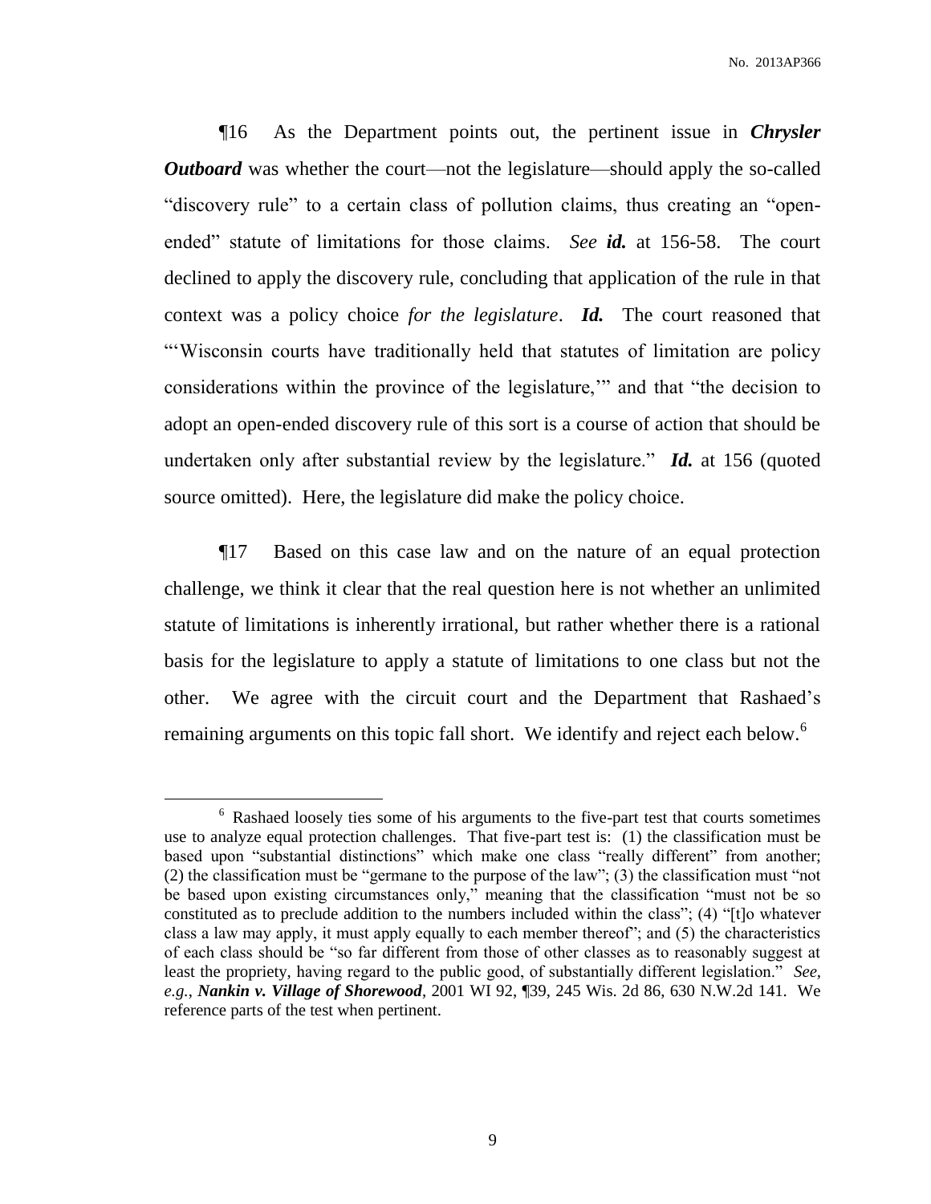¶16 As the Department points out, the pertinent issue in ***Chrysler Outboard*** was whether the court—not the legislature—should apply the so-called "discovery rule" to a certain class of pollution claims, thus creating an "open-ended" statute of limitations for those claims. *See* ***id.*** at 156-58. The court declined to apply the discovery rule, concluding that application of the rule in that context was a policy choice *for the legislature*. ***Id.*** The court reasoned that "'Wisconsin courts have traditionally held that statutes of limitation are policy considerations within the province of the legislature,'" and that "the decision to adopt an open-ended discovery rule of this sort is a course of action that should be undertaken only after substantial review by the legislature." ***Id.*** at 156 (quoted source omitted). Here, the legislature did make the policy choice.

¶17 Based on this case law and on the nature of an equal protection challenge, we think it clear that the real question here is not whether an unlimited statute of limitations is inherently irrational, but rather whether there is a rational basis for the legislature to apply a statute of limitations to one class but not the other. We agree with the circuit court and the Department that Rashaed's remaining arguments on this topic fall short. We identify and reject each below.[6]

---

[6] Rashaed loosely ties some of his arguments to the five-part test that courts sometimes use to analyze equal protection challenges. That five-part test is: (1) the classification must be based upon "substantial distinctions" which make one class "really different" from another; (2) the classification must be "germane to the purpose of the law"; (3) the classification must "not be based upon existing circumstances only," meaning that the classification "must not be so constituted as to preclude addition to the numbers included within the class"; (4) "[t]o whatever class a law may apply, it must apply equally to each member thereof"; and (5) the characteristics of each class should be "so far different from those of other classes as to reasonably suggest at least the propriety, having regard to the public good, of substantially different legislation." *See, e.g.*, ***Nankin v. Village of Shorewood***, 2001 WI 92, ¶39, 245 Wis. 2d 86, 630 N.W.2d 141. We reference parts of the test when pertinent.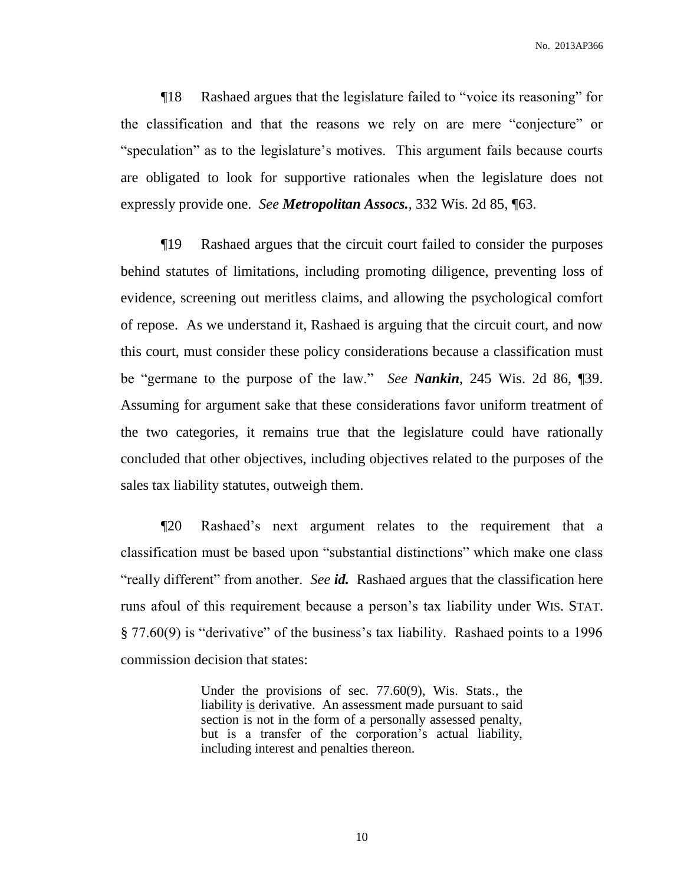¶18 Rashaed argues that the legislature failed to "voice its reasoning" for the classification and that the reasons we rely on are mere "conjecture" or "speculation" as to the legislature's motives. This argument fails because courts are obligated to look for supportive rationales when the legislature does not expressly provide one. *See* ***Metropolitan Assocs.***, 332 Wis. 2d 85, ¶63.

¶19 Rashaed argues that the circuit court failed to consider the purposes behind statutes of limitations, including promoting diligence, preventing loss of evidence, screening out meritless claims, and allowing the psychological comfort of repose. As we understand it, Rashaed is arguing that the circuit court, and now this court, must consider these policy considerations because a classification must be "germane to the purpose of the law." *See* ***Nankin***, 245 Wis. 2d 86, ¶39. Assuming for argument sake that these considerations favor uniform treatment of the two categories, it remains true that the legislature could have rationally concluded that other objectives, including objectives related to the purposes of the sales tax liability statutes, outweigh them.

¶20 Rashaed's next argument relates to the requirement that a classification must be based upon "substantial distinctions" which make one class "really different" from another. *See* ***id.*** Rashaed argues that the classification here runs afoul of this requirement because a person's tax liability under WIS. STAT. § 77.60(9) is "derivative" of the business's tax liability. Rashaed points to a 1996 commission decision that states:

> Under the provisions of sec. 77.60(9), Wis. Stats., the liability <u>is</u> derivative. An assessment made pursuant to said section is not in the form of a personally assessed penalty, but is a transfer of the corporation's actual liability, including interest and penalties thereon.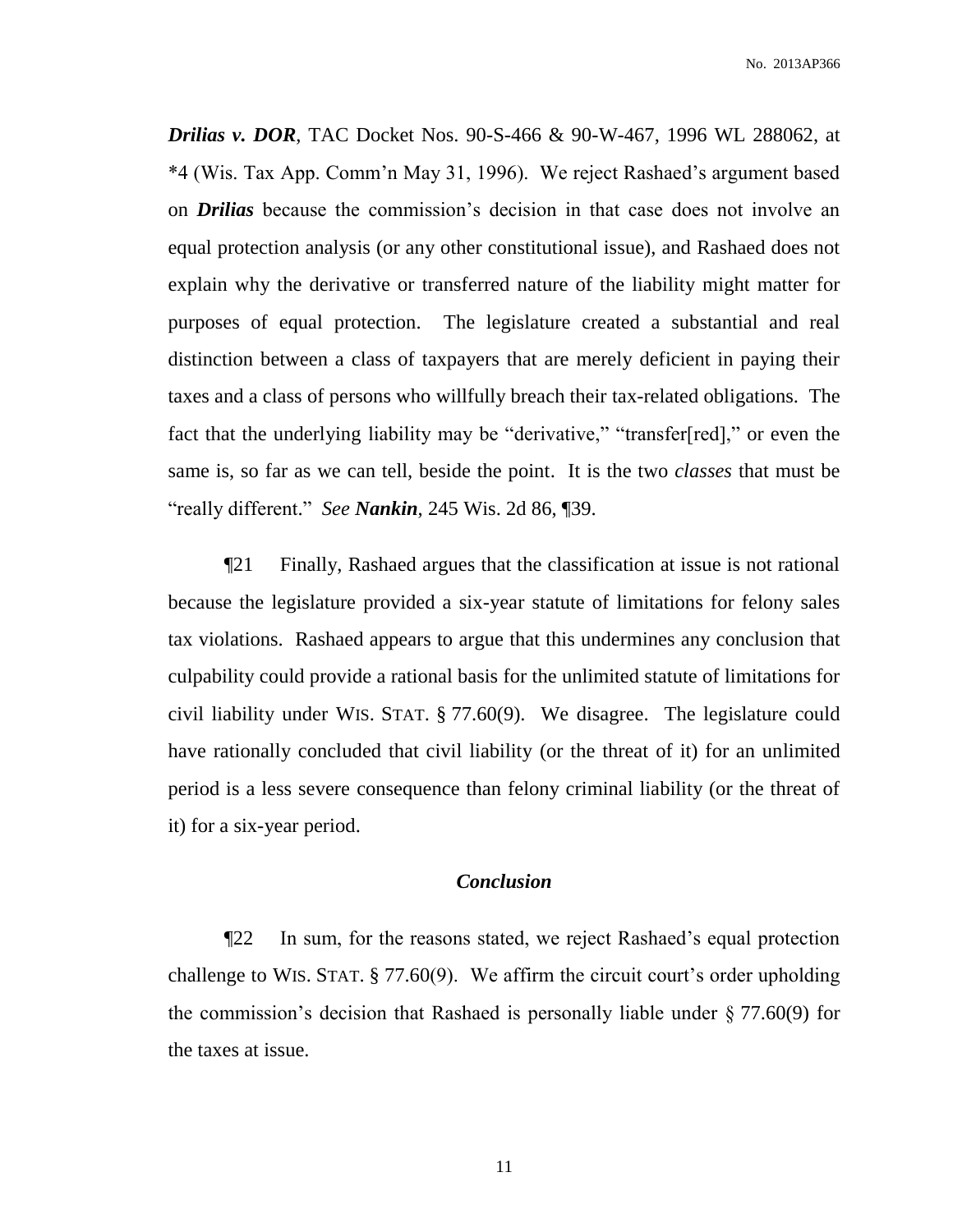***Drilias v. DOR***, TAC Docket Nos. 90-S-466 & 90-W-467, 1996 WL 288062, at *4 (Wis. Tax App. Comm'n May 31, 1996). We reject Rashaed's argument based on ***Drilias*** because the commission's decision in that case does not involve an equal protection analysis (or any other constitutional issue), and Rashaed does not explain why the derivative or transferred nature of the liability might matter for purposes of equal protection. The legislature created a substantial and real distinction between a class of taxpayers that are merely deficient in paying their taxes and a class of persons who willfully breach their tax-related obligations. The fact that the underlying liability may be "derivative," "transfer[red]," or even the same is, so far as we can tell, beside the point. It is the two *classes* that must be "really different." *See* ***Nankin***, 245 Wis. 2d 86, ¶39.

¶21 Finally, Rashaed argues that the classification at issue is not rational because the legislature provided a six-year statute of limitations for felony sales tax violations. Rashaed appears to argue that this undermines any conclusion that culpability could provide a rational basis for the unlimited statute of limitations for civil liability under WIS. STAT. § 77.60(9). We disagree. The legislature could have rationally concluded that civil liability (or the threat of it) for an unlimited period is a less severe consequence than felony criminal liability (or the threat of it) for a six-year period.

## *Conclusion*

¶22 In sum, for the reasons stated, we reject Rashaed's equal protection challenge to WIS. STAT. § 77.60(9). We affirm the circuit court's order upholding the commission's decision that Rashaed is personally liable under § 77.60(9) for the taxes at issue.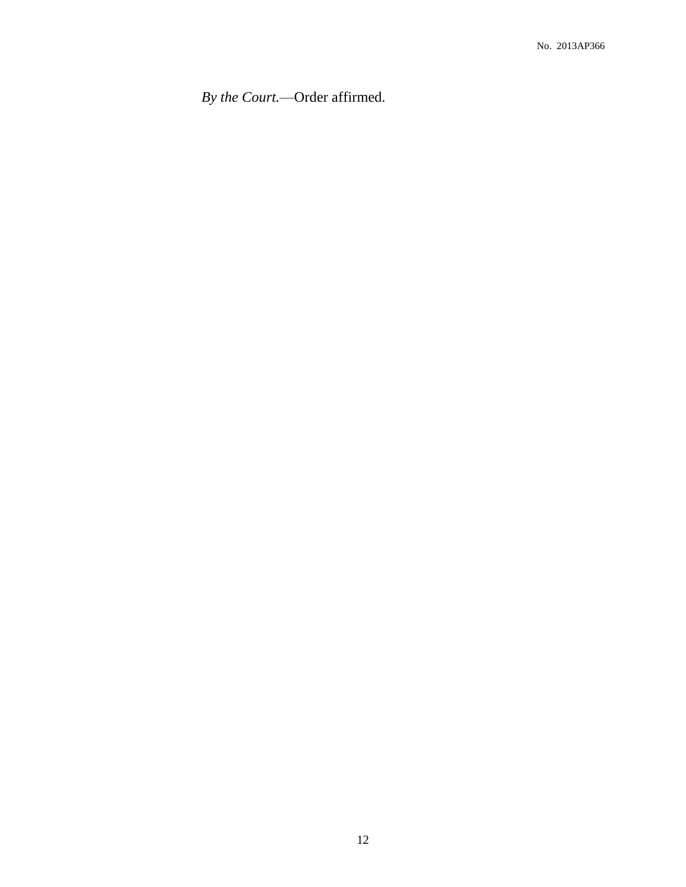*By the Court.*—Order affirmed.